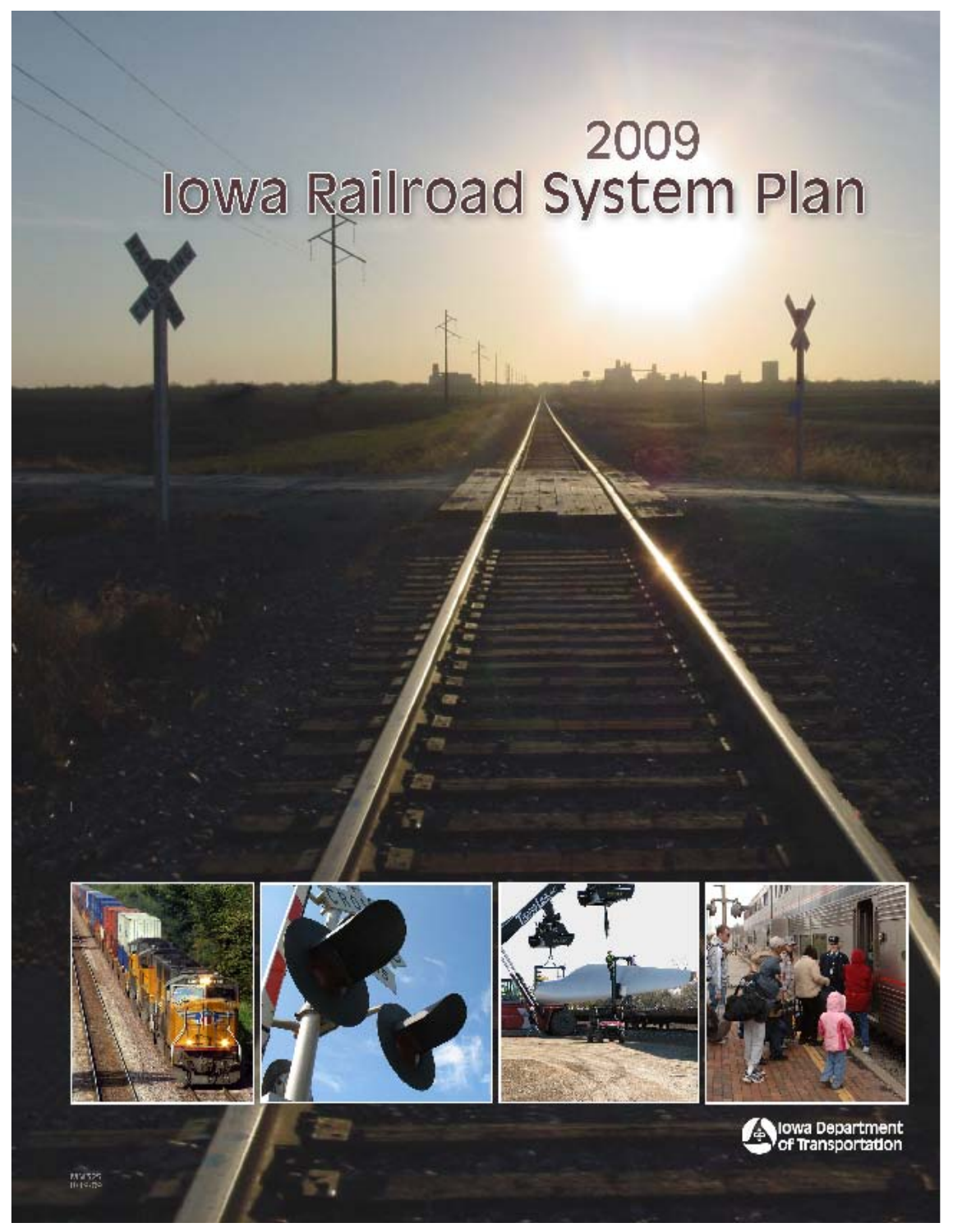# 2009 Iowa Railroad System Plan

Iowa Department of Transportation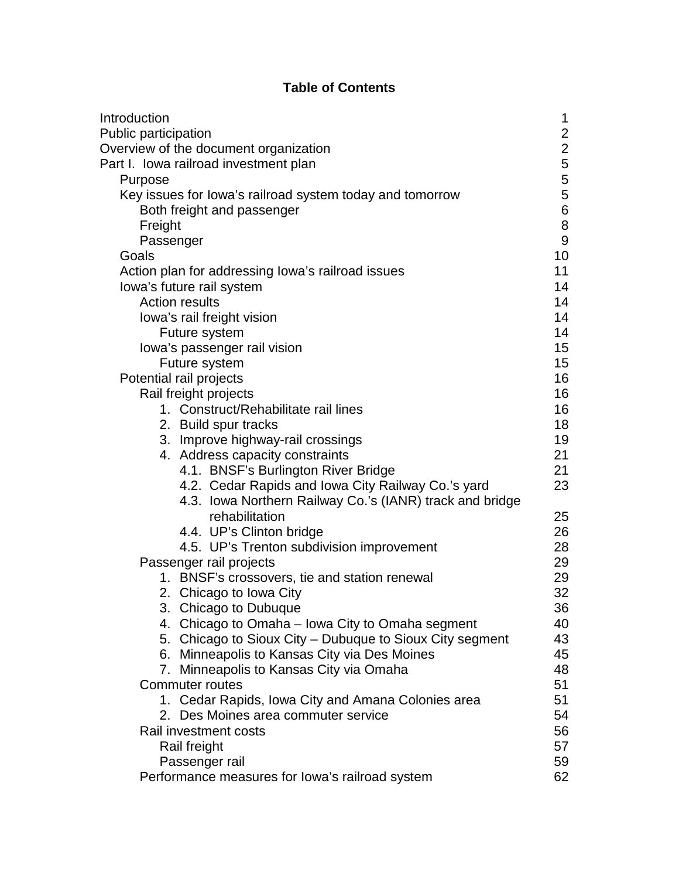# Table of Contents

| | |
|---|---|
| Introduction | 1 |
| Public participation | 2 |
| Overview of the document organization | 2 |
| Part I. Iowa railroad investment plan | 5 |
| Purpose | 5 |
| Key issues for Iowa's railroad system today and tomorrow | 5 |
| Both freight and passenger | 6 |
| Freight | 8 |
| Passenger | 9 |
| Goals | 10 |
| Action plan for addressing Iowa's railroad issues | 11 |
| Iowa's future rail system | 14 |
| Action results | 14 |
| Iowa's rail freight vision | 14 |
| Future system | 14 |
| Iowa's passenger rail vision | 15 |
| Future system | 15 |
| Potential rail projects | 16 |
| Rail freight projects | 16 |
| 1. Construct/Rehabilitate rail lines | 16 |
| 2. Build spur tracks | 18 |
| 3. Improve highway-rail crossings | 19 |
| 4. Address capacity constraints | 21 |
| 4.1. BNSF's Burlington River Bridge | 21 |
| 4.2. Cedar Rapids and Iowa City Railway Co.'s yard | 23 |
| 4.3. Iowa Northern Railway Co.'s (IANR) track and bridge rehabilitation | 25 |
| 4.4. UP's Clinton bridge | 26 |
| 4.5. UP's Trenton subdivision improvement | 28 |
| Passenger rail projects | 29 |
| 1. BNSF's crossovers, tie and station renewal | 29 |
| 2. Chicago to Iowa City | 32 |
| 3. Chicago to Dubuque | 36 |
| 4. Chicago to Omaha – Iowa City to Omaha segment | 40 |
| 5. Chicago to Sioux City – Dubuque to Sioux City segment | 43 |
| 6. Minneapolis to Kansas City via Des Moines | 45 |
| 7. Minneapolis to Kansas City via Omaha | 48 |
| Commuter routes | 51 |
| 1. Cedar Rapids, Iowa City and Amana Colonies area | 51 |
| 2. Des Moines area commuter service | 54 |
| Rail investment costs | 56 |
| Rail freight | 57 |
| Passenger rail | 59 |
| Performance measures for Iowa's railroad system | 62 |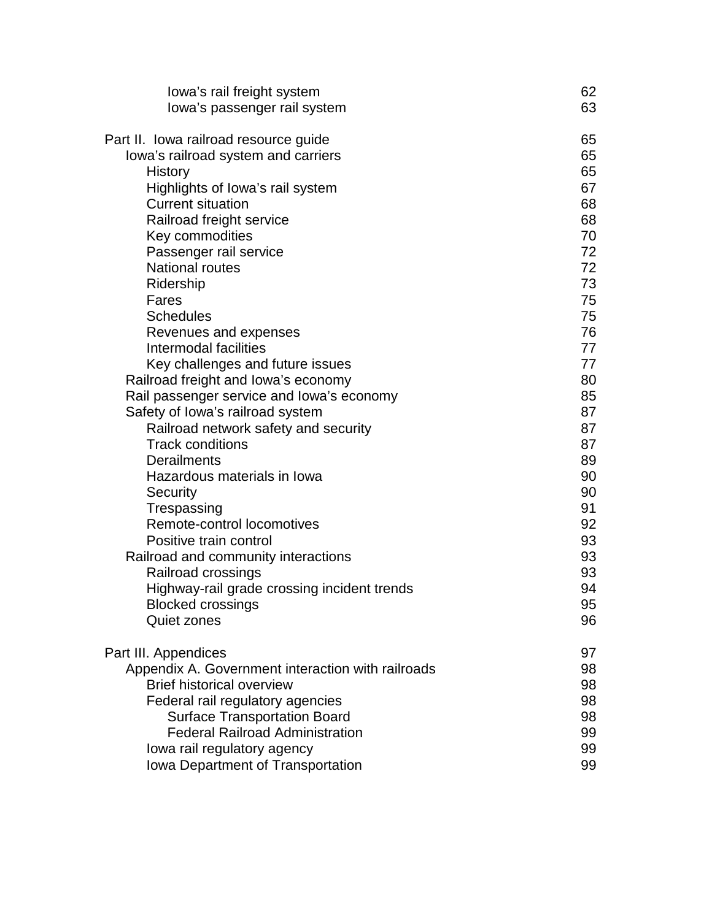| | |
|---|---|
| Iowa's rail freight system | 62 |
| Iowa's passenger rail system | 63 |
| | |
| Part II. Iowa railroad resource guide | 65 |
| Iowa's railroad system and carriers | 65 |
| History | 65 |
| Highlights of Iowa's rail system | 67 |
| Current situation | 68 |
| Railroad freight service | 68 |
| Key commodities | 70 |
| Passenger rail service | 72 |
| National routes | 72 |
| Ridership | 73 |
| Fares | 75 |
| Schedules | 75 |
| Revenues and expenses | 76 |
| Intermodal facilities | 77 |
| Key challenges and future issues | 77 |
| Railroad freight and Iowa's economy | 80 |
| Rail passenger service and Iowa's economy | 85 |
| Safety of Iowa's railroad system | 87 |
| Railroad network safety and security | 87 |
| Track conditions | 87 |
| Derailments | 89 |
| Hazardous materials in Iowa | 90 |
| Security | 90 |
| Trespassing | 91 |
| Remote-control locomotives | 92 |
| Positive train control | 93 |
| Railroad and community interactions | 93 |
| Railroad crossings | 93 |
| Highway-rail grade crossing incident trends | 94 |
| Blocked crossings | 95 |
| Quiet zones | 96 |
| | |
| Part III. Appendices | 97 |
| Appendix A. Government interaction with railroads | 98 |
| Brief historical overview | 98 |
| Federal rail regulatory agencies | 98 |
| Surface Transportation Board | 98 |
| Federal Railroad Administration | 99 |
| Iowa rail regulatory agency | 99 |
| Iowa Department of Transportation | 99 |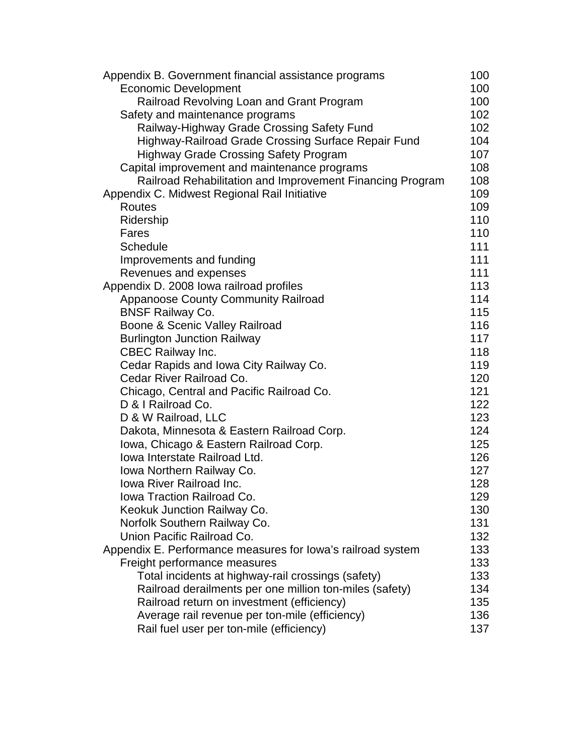| | |
|---|---|
| Appendix B. Government financial assistance programs | 100 |
| Economic Development | 100 |
| Railroad Revolving Loan and Grant Program | 100 |
| Safety and maintenance programs | 102 |
| Railway-Highway Grade Crossing Safety Fund | 102 |
| Highway-Railroad Grade Crossing Surface Repair Fund | 104 |
| Highway Grade Crossing Safety Program | 107 |
| Capital improvement and maintenance programs | 108 |
| Railroad Rehabilitation and Improvement Financing Program | 108 |
| Appendix C. Midwest Regional Rail Initiative | 109 |
| Routes | 109 |
| Ridership | 110 |
| Fares | 110 |
| Schedule | 111 |
| Improvements and funding | 111 |
| Revenues and expenses | 111 |
| Appendix D. 2008 Iowa railroad profiles | 113 |
| Appanoose County Community Railroad | 114 |
| BNSF Railway Co. | 115 |
| Boone & Scenic Valley Railroad | 116 |
| Burlington Junction Railway | 117 |
| CBEC Railway Inc. | 118 |
| Cedar Rapids and Iowa City Railway Co. | 119 |
| Cedar River Railroad Co. | 120 |
| Chicago, Central and Pacific Railroad Co. | 121 |
| D & I Railroad Co. | 122 |
| D & W Railroad, LLC | 123 |
| Dakota, Minnesota & Eastern Railroad Corp. | 124 |
| Iowa, Chicago & Eastern Railroad Corp. | 125 |
| Iowa Interstate Railroad Ltd. | 126 |
| Iowa Northern Railway Co. | 127 |
| Iowa River Railroad Inc. | 128 |
| Iowa Traction Railroad Co. | 129 |
| Keokuk Junction Railway Co. | 130 |
| Norfolk Southern Railway Co. | 131 |
| Union Pacific Railroad Co. | 132 |
| Appendix E. Performance measures for Iowa's railroad system | 133 |
| Freight performance measures | 133 |
| Total incidents at highway-rail crossings (safety) | 133 |
| Railroad derailments per one million ton-miles (safety) | 134 |
| Railroad return on investment (efficiency) | 135 |
| Average rail revenue per ton-mile (efficiency) | 136 |
| Rail fuel user per ton-mile (efficiency) | 137 |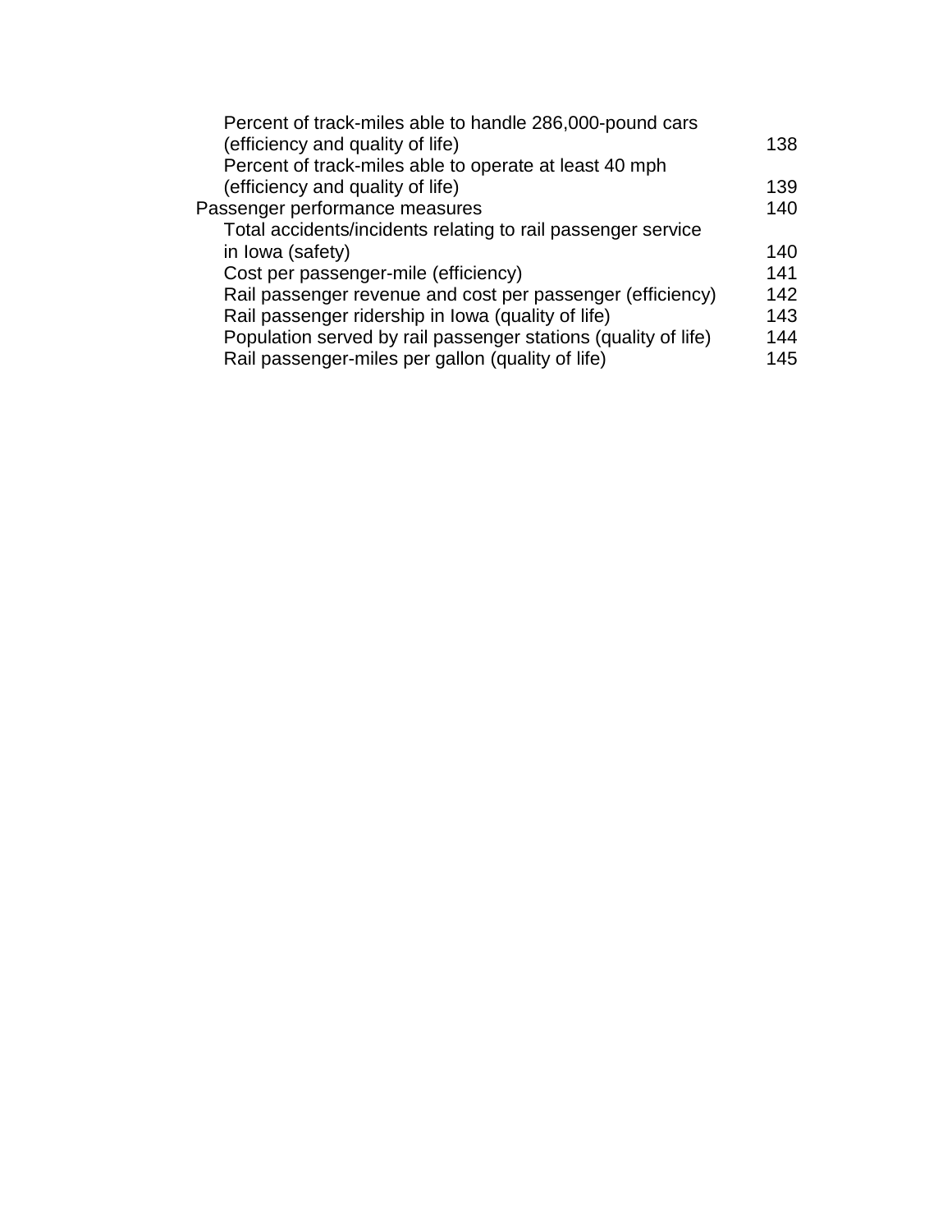| | |
|---|---|
| Percent of track-miles able to handle 286,000-pound cars (efficiency and quality of life) | 138 |
| Percent of track-miles able to operate at least 40 mph (efficiency and quality of life) | 139 |
| Passenger performance measures | 140 |
| Total accidents/incidents relating to rail passenger service in Iowa (safety) | 140 |
| Cost per passenger-mile (efficiency) | 141 |
| Rail passenger revenue and cost per passenger (efficiency) | 142 |
| Rail passenger ridership in Iowa (quality of life) | 143 |
| Population served by rail passenger stations (quality of life) | 144 |
| Rail passenger-miles per gallon (quality of life) | 145 |